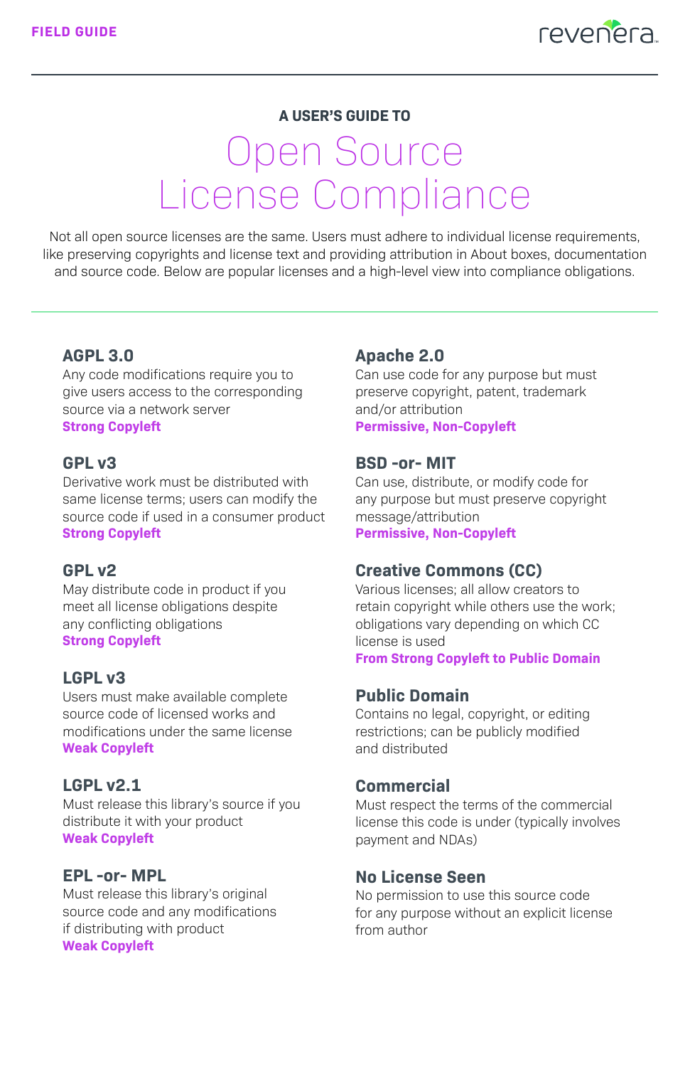FIELD GUIDE

A USER'S GUIDE TO

# Open Source License Compliance

Not all open source licenses are the same. Users must adhere to individual license requirements, like preserving copyrights and license text and providing attribution in About boxes, documentation and source code. Below are popular licenses and a high-level view into compliance obligations.

### AGPL 3.0

Any code modifications require you to give users access to the corresponding source via a network server

**Strong Copyleft**

### GPL v3

Derivative work must be distributed with same license terms; users can modify the source code if used in a consumer product

**Strong Copyleft**

### GPL v2

May distribute code in product if you meet all license obligations despite any conflicting obligations

**Strong Copyleft**

### LGPL v3

Users must make available complete source code of licensed works and modifications under the same license

**Weak Copyleft**

### LGPL v2.1

Must release this library's source if you distribute it with your product

**Weak Copyleft**

### EPL -or- MPL

Must release this library's original source code and any modifications if distributing with product

**Weak Copyleft**

### Apache 2.0

Can use code for any purpose but must preserve copyright, patent, trademark and/or attribution

**Permissive, Non-Copyleft**

### BSD -or- MIT

Can use, distribute, or modify code for any purpose but must preserve copyright message/attribution

**Permissive, Non-Copyleft**

### Creative Commons (CC)

Various licenses; all allow creators to retain copyright while others use the work; obligations vary depending on which CC license is used

**From Strong Copyleft to Public Domain**

### Public Domain

Contains no legal, copyright, or editing restrictions; can be publicly modified and distributed

### Commercial

Must respect the terms of the commercial license this code is under (typically involves payment and NDAs)

### No License Seen

No permission to use this source code for any purpose without an explicit license from author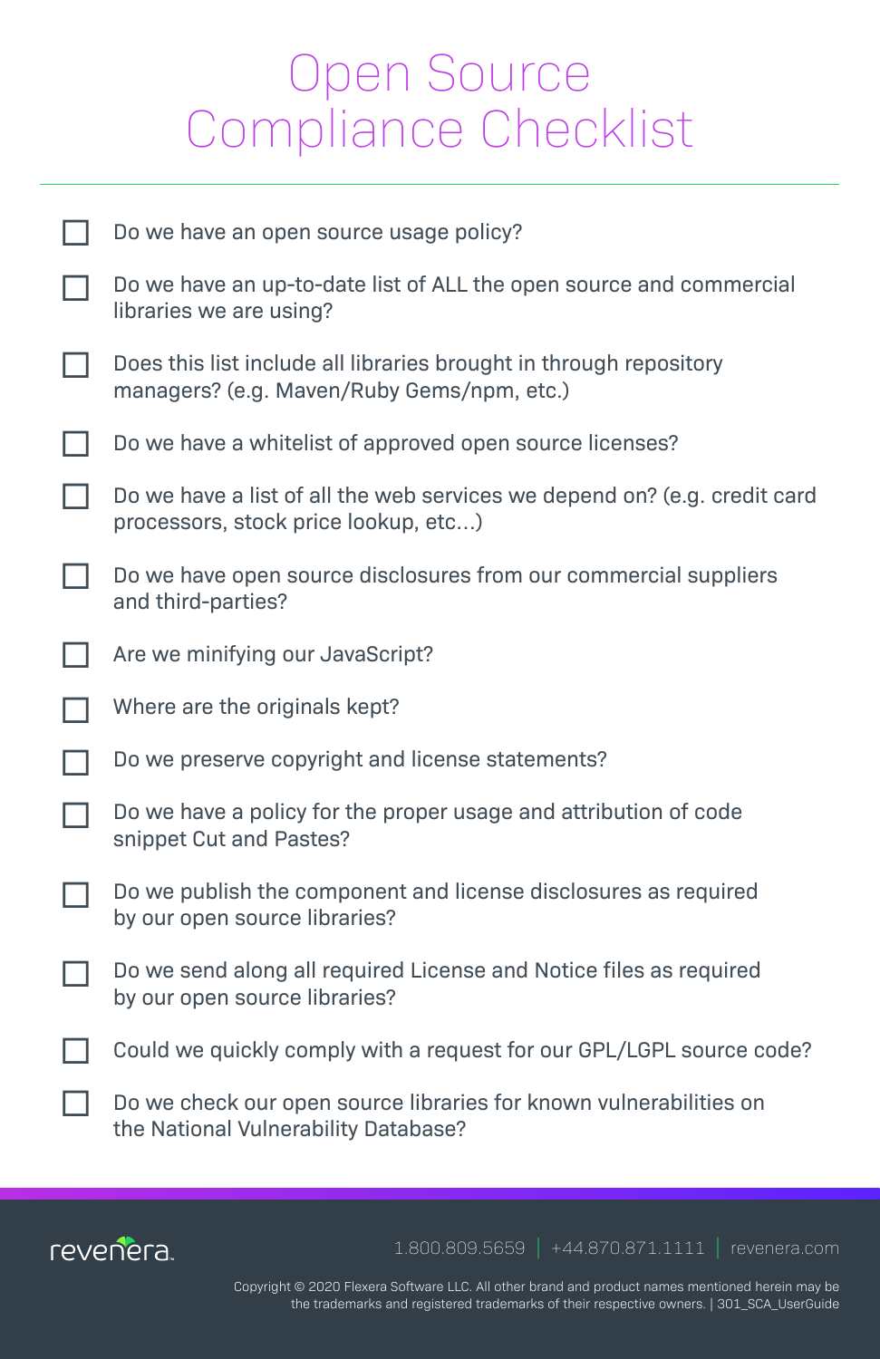# Open Source Compliance Checklist

- [ ] Do we have an open source usage policy?
- [ ] Do we have an up-to-date list of ALL the open source and commercial libraries we are using?
- [ ] Does this list include all libraries brought in through repository managers? (e.g. Maven/Ruby Gems/npm, etc.)
- [ ] Do we have a whitelist of approved open source licenses?
- [ ] Do we have a list of all the web services we depend on? (e.g. credit card processors, stock price lookup, etc...)
- [ ] Do we have open source disclosures from our commercial suppliers and third-parties?
- [ ] Are we minifying our JavaScript?
- [ ] Where are the originals kept?
- [ ] Do we preserve copyright and license statements?
- [ ] Do we have a policy for the proper usage and attribution of code snippet Cut and Pastes?
- [ ] Do we publish the component and license disclosures as required by our open source libraries?
- [ ] Do we send along all required License and Notice files as required by our open source libraries?
- [ ] Could we quickly comply with a request for our GPL/LGPL source code?
- [ ] Do we check our open source libraries for known vulnerabilities on the National Vulnerability Database?

revenera.

1.800.809.5659 | +44.870.871.1111 | revenera.com

Copyright © 2020 Flexera Software LLC. All other brand and product names mentioned herein may be the trademarks and registered trademarks of their respective owners. | 301_SCA_UserGuide